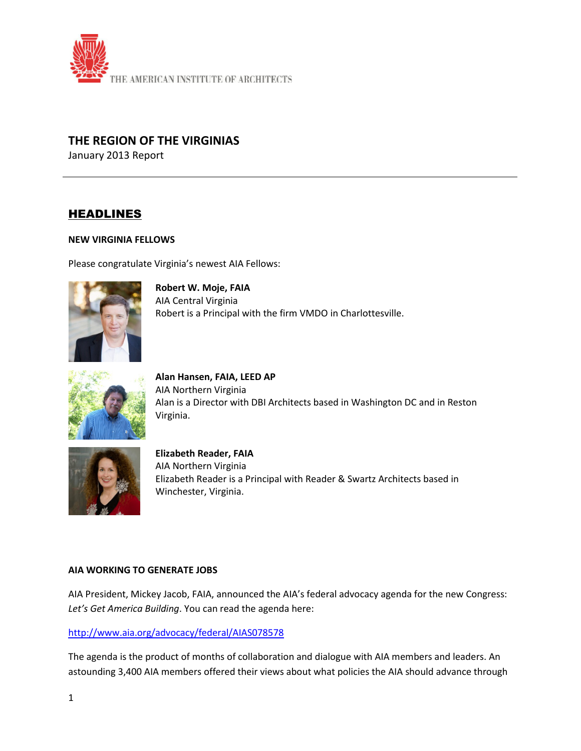THE AMERICAN INSTITUTE OF ARCHITECTS

# THE REGION OF THE VIRGINIAS

January 2013 Report

## HEADLINES

### NEW VIRGINIA FELLOWS

Please congratulate Virginia's newest AIA Fellows:

**Robert W. Moje, FAIA**
AIA Central Virginia
Robert is a Principal with the firm VMDO in Charlottesville.

**Alan Hansen, FAIA, LEED AP**
AIA Northern Virginia
Alan is a Director with DBI Architects based in Washington DC and in Reston Virginia.

**Elizabeth Reader, FAIA**
AIA Northern Virginia
Elizabeth Reader is a Principal with Reader & Swartz Architects based in Winchester, Virginia.

### AIA WORKING TO GENERATE JOBS

AIA President, Mickey Jacob, FAIA, announced the AIA's federal advocacy agenda for the new Congress: *Let's Get America Building*. You can read the agenda here:

http://www.aia.org/advocacy/federal/AIAS078578

The agenda is the product of months of collaboration and dialogue with AIA members and leaders. An astounding 3,400 AIA members offered their views about what policies the AIA should advance through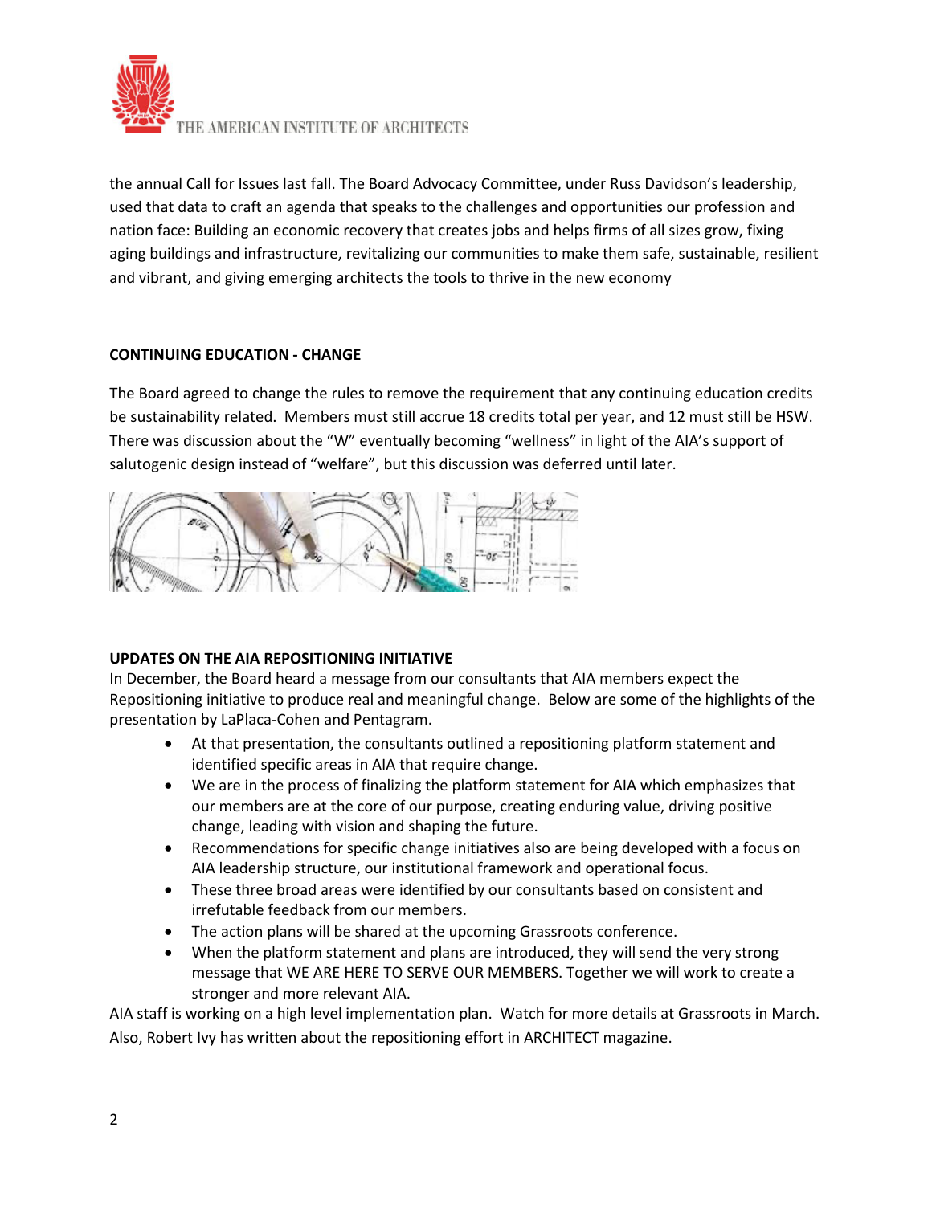the annual Call for Issues last fall. The Board Advocacy Committee, under Russ Davidson's leadership, used that data to craft an agenda that speaks to the challenges and opportunities our profession and nation face: Building an economic recovery that creates jobs and helps firms of all sizes grow, fixing aging buildings and infrastructure, revitalizing our communities to make them safe, sustainable, resilient and vibrant, and giving emerging architects the tools to thrive in the new economy

**CONTINUING EDUCATION - CHANGE**

The Board agreed to change the rules to remove the requirement that any continuing education credits be sustainability related. Members must still accrue 18 credits total per year, and 12 must still be HSW. There was discussion about the "W" eventually becoming "wellness" in light of the AIA's support of salutogenic design instead of "welfare", but this discussion was deferred until later.

**UPDATES ON THE AIA REPOSITIONING INITIATIVE**

In December, the Board heard a message from our consultants that AIA members expect the Repositioning initiative to produce real and meaningful change. Below are some of the highlights of the presentation by LaPlaca-Cohen and Pentagram.

- At that presentation, the consultants outlined a repositioning platform statement and identified specific areas in AIA that require change.
- We are in the process of finalizing the platform statement for AIA which emphasizes that our members are at the core of our purpose, creating enduring value, driving positive change, leading with vision and shaping the future.
- Recommendations for specific change initiatives also are being developed with a focus on AIA leadership structure, our institutional framework and operational focus.
- These three broad areas were identified by our consultants based on consistent and irrefutable feedback from our members.
- The action plans will be shared at the upcoming Grassroots conference.
- When the platform statement and plans are introduced, they will send the very strong message that WE ARE HERE TO SERVE OUR MEMBERS. Together we will work to create a stronger and more relevant AIA.

AIA staff is working on a high level implementation plan. Watch for more details at Grassroots in March. Also, Robert Ivy has written about the repositioning effort in ARCHITECT magazine.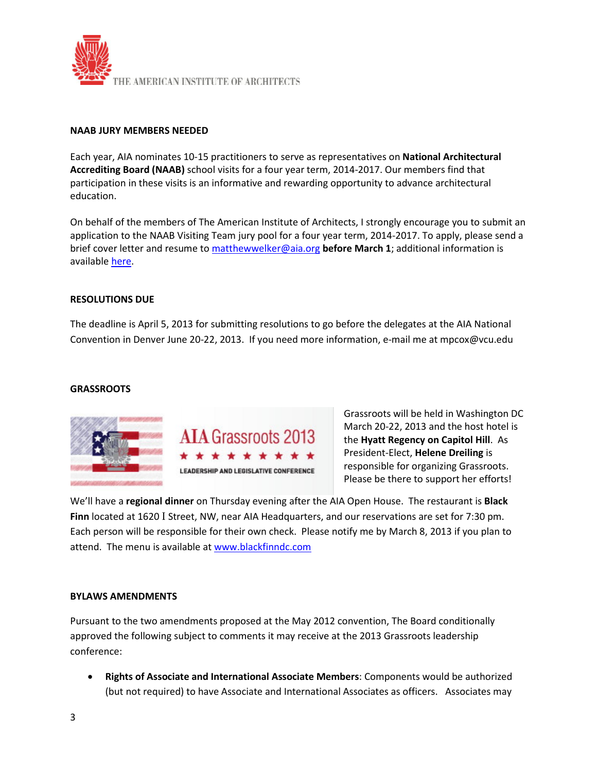THE AMERICAN INSTITUTE OF ARCHITECTS

**NAAB JURY MEMBERS NEEDED**

Each year, AIA nominates 10-15 practitioners to serve as representatives on **National Architectural Accrediting Board (NAAB)** school visits for a four year term, 2014-2017. Our members find that participation in these visits is an informative and rewarding opportunity to advance architectural education.

On behalf of the members of The American Institute of Architects, I strongly encourage you to submit an application to the NAAB Visiting Team jury pool for a four year term, 2014-2017. To apply, please send a brief cover letter and resume to matthewwelker@aia.org **before March 1**; additional information is available here.

**RESOLUTIONS DUE**

The deadline is April 5, 2013 for submitting resolutions to go before the delegates at the AIA National Convention in Denver June 20-22, 2013. If you need more information, e-mail me at mpcox@vcu.edu

**GRASSROOTS**

AIA Grassroots 2013

LEADERSHIP AND LEGISLATIVE CONFERENCE

Grassroots will be held in Washington DC March 20-22, 2013 and the host hotel is the **Hyatt Regency on Capitol Hill**. As President-Elect, **Helene Dreiling** is responsible for organizing Grassroots. Please be there to support her efforts!

We'll have a **regional dinner** on Thursday evening after the AIA Open House. The restaurant is **Black Finn** located at 1620 I Street, NW, near AIA Headquarters, and our reservations are set for 7:30 pm. Each person will be responsible for their own check. Please notify me by March 8, 2013 if you plan to attend. The menu is available at www.blackfinndc.com

**BYLAWS AMENDMENTS**

Pursuant to the two amendments proposed at the May 2012 convention, The Board conditionally approved the following subject to comments it may receive at the 2013 Grassroots leadership conference:

- **Rights of Associate and International Associate Members**: Components would be authorized (but not required) to have Associate and International Associates as officers. Associates may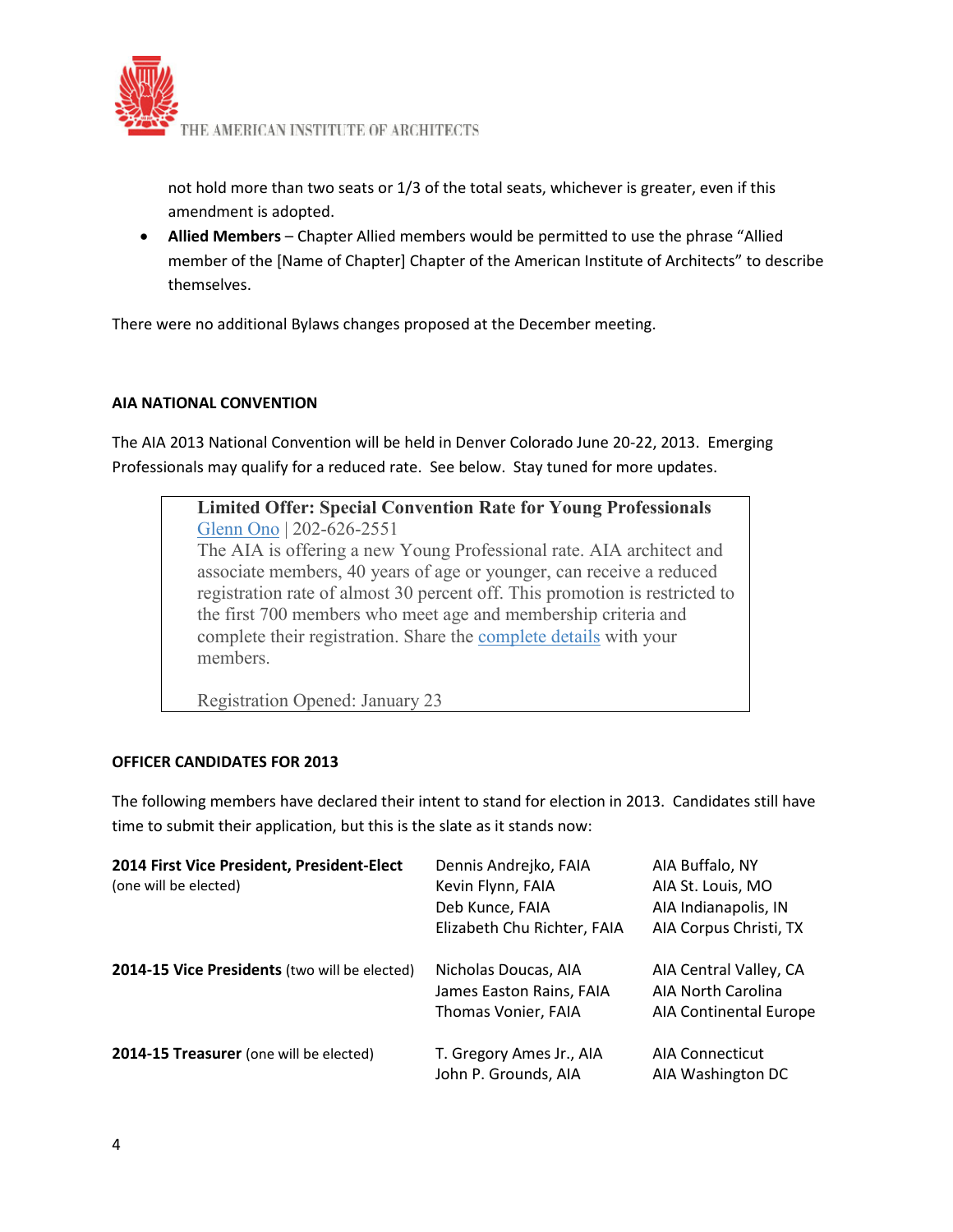not hold more than two seats or 1/3 of the total seats, whichever is greater, even if this amendment is adopted.

- **Allied Members** – Chapter Allied members would be permitted to use the phrase "Allied member of the [Name of Chapter] Chapter of the American Institute of Architects" to describe themselves.

There were no additional Bylaws changes proposed at the December meeting.

## AIA NATIONAL CONVENTION

The AIA 2013 National Convention will be held in Denver Colorado June 20-22, 2013. Emerging Professionals may qualify for a reduced rate. See below. Stay tuned for more updates.

> **Limited Offer: Special Convention Rate for Young Professionals**
> Glenn Ono | 202-626-2551
> The AIA is offering a new Young Professional rate. AIA architect and associate members, 40 years of age or younger, can receive a reduced registration rate of almost 30 percent off. This promotion is restricted to the first 700 members who meet age and membership criteria and complete their registration. Share the complete details with your members.
>
> Registration Opened: January 23

## OFFICER CANDIDATES FOR 2013

The following members have declared their intent to stand for election in 2013. Candidates still have time to submit their application, but this is the slate as it stands now:

| Office | Candidate | Component |
|---|---|---|
| **2014 First Vice President, President-Elect** (one will be elected) | Dennis Andrejko, FAIA | AIA Buffalo, NY |
| | Kevin Flynn, FAIA | AIA St. Louis, MO |
| | Deb Kunce, FAIA | AIA Indianapolis, IN |
| | Elizabeth Chu Richter, FAIA | AIA Corpus Christi, TX |
| **2014-15 Vice Presidents** (two will be elected) | Nicholas Doucas, AIA | AIA Central Valley, CA |
| | James Easton Rains, FAIA | AIA North Carolina |
| | Thomas Vonier, FAIA | AIA Continental Europe |
| **2014-15 Treasurer** (one will be elected) | T. Gregory Ames Jr., AIA | AIA Connecticut |
| | John P. Grounds, AIA | AIA Washington DC |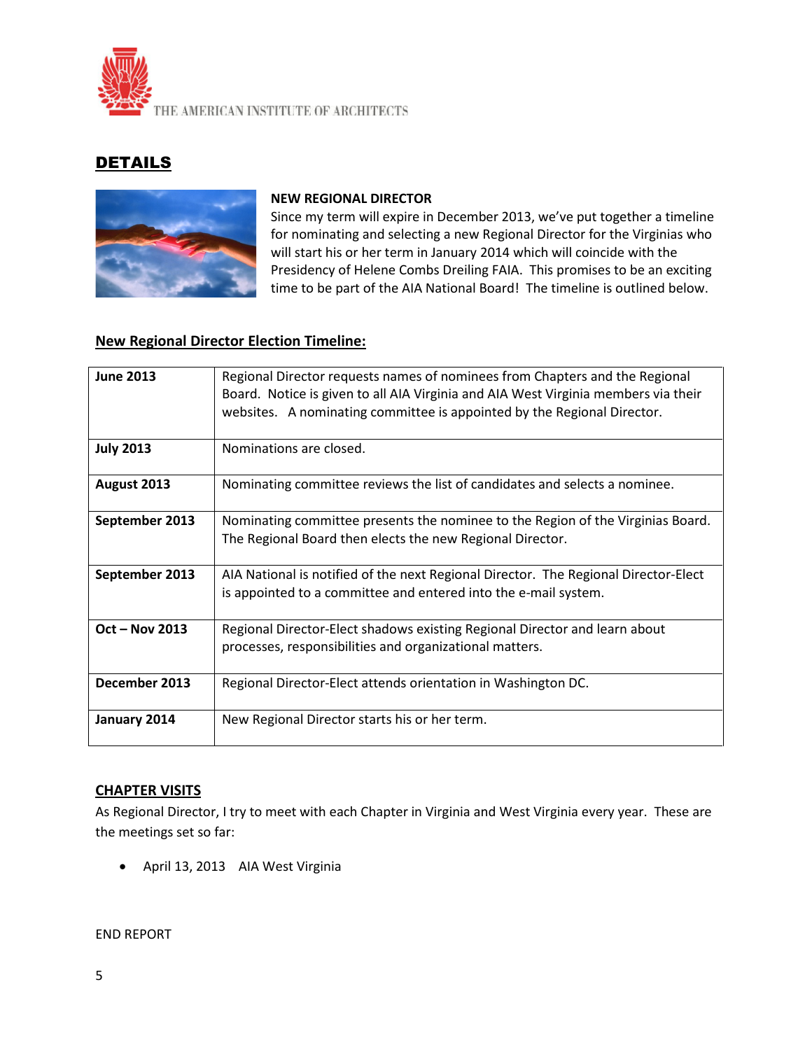THE AMERICAN INSTITUTE OF ARCHITECTS

# DETAILS

**NEW REGIONAL DIRECTOR**

Since my term will expire in December 2013, we've put together a timeline for nominating and selecting a new Regional Director for the Virginias who will start his or her term in January 2014 which will coincide with the Presidency of Helene Combs Dreiling FAIA. This promises to be an exciting time to be part of the AIA National Board! The timeline is outlined below.

**New Regional Director Election Timeline:**

| | |
|---|---|
| **June 2013** | Regional Director requests names of nominees from Chapters and the Regional Board. Notice is given to all AIA Virginia and AIA West Virginia members via their websites. A nominating committee is appointed by the Regional Director. |
| **July 2013** | Nominations are closed. |
| **August 2013** | Nominating committee reviews the list of candidates and selects a nominee. |
| **September 2013** | Nominating committee presents the nominee to the Region of the Virginias Board. The Regional Board then elects the new Regional Director. |
| **September 2013** | AIA National is notified of the next Regional Director. The Regional Director-Elect is appointed to a committee and entered into the e-mail system. |
| **Oct – Nov 2013** | Regional Director-Elect shadows existing Regional Director and learn about processes, responsibilities and organizational matters. |
| **December 2013** | Regional Director-Elect attends orientation in Washington DC. |
| **January 2014** | New Regional Director starts his or her term. |

**CHAPTER VISITS**

As Regional Director, I try to meet with each Chapter in Virginia and West Virginia every year. These are the meetings set so far:

- April 13, 2013 AIA West Virginia

END REPORT